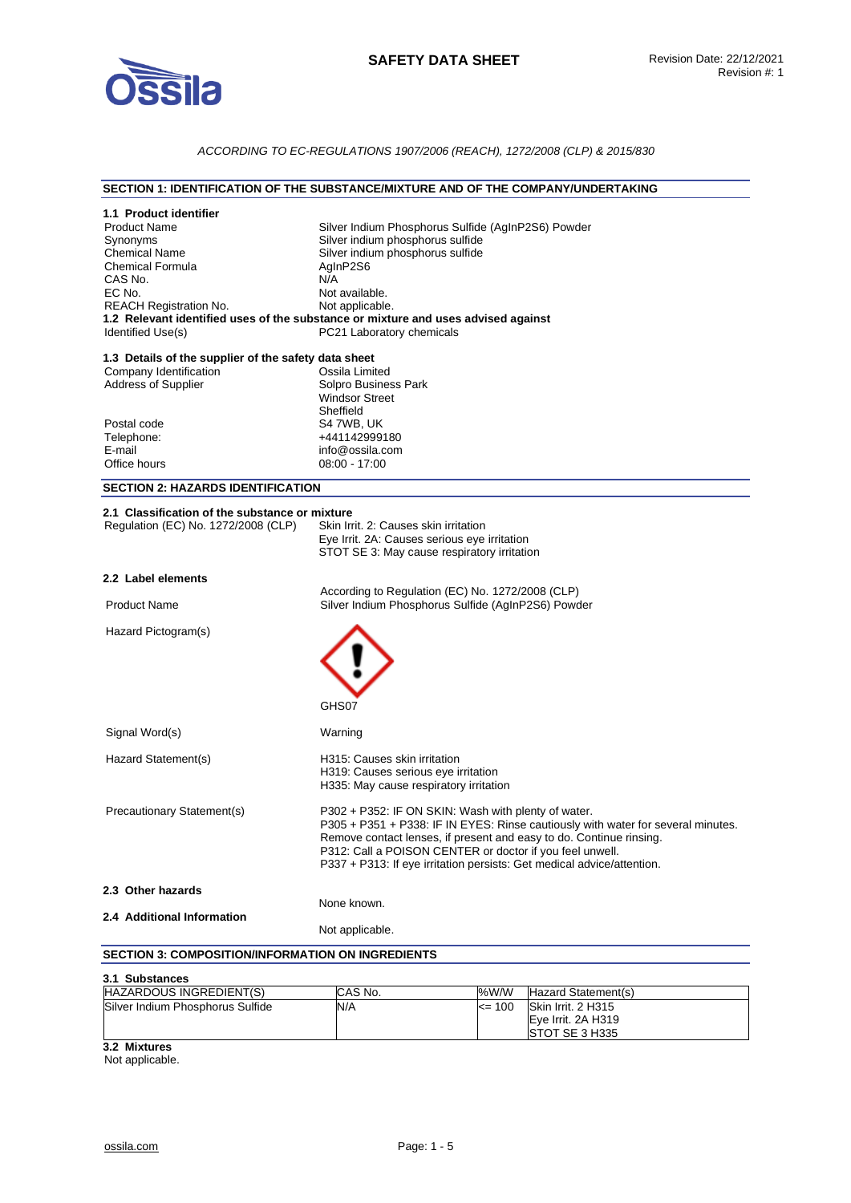# SAFETY DATA SHEET

Revision Date: 22/12/2021
Revision #: 1

*ACCORDING TO EC-REGULATIONS 1907/2006 (REACH), 1272/2008 (CLP) & 2015/830*

## SECTION 1: IDENTIFICATION OF THE SUBSTANCE/MIXTURE AND OF THE COMPANY/UNDERTAKING

### 1.1 Product identifier

| | |
|---|---|
| Product Name | Silver Indium Phosphorus Sulfide (AgInP2S6) Powder |
| Synonyms | Silver indium phosphorus sulfide |
| Chemical Name | Silver indium phosphorus sulfide |
| Chemical Formula | AgInP2S6 |
| CAS No. | N/A |
| EC No. | Not available. |
| REACH Registration No. | Not applicable. |

### 1.2 Relevant identified uses of the substance or mixture and uses advised against

| | |
|---|---|
| Identified Use(s) | PC21 Laboratory chemicals |

### 1.3 Details of the supplier of the safety data sheet

| | |
|---|---|
| Company Identification | Ossila Limited |
| Address of Supplier | Solpro Business Park<br>Windsor Street<br>Sheffield |
| Postal code | S4 7WB, UK |
| Telephone: | +441142999180 |
| E-mail | info@ossila.com |
| Office hours | 08:00 - 17:00 |

## SECTION 2: HAZARDS IDENTIFICATION

### 2.1 Classification of the substance or mixture

Regulation (EC) No. 1272/2008 (CLP)
- Skin Irrit. 2: Causes skin irritation
- Eye Irrit. 2A: Causes serious eye irritation
- STOT SE 3: May cause respiratory irritation

### 2.2 Label elements

According to Regulation (EC) No. 1272/2008 (CLP)

**Product Name:** Silver Indium Phosphorus Sulfide (AgInP2S6) Powder

**Hazard Pictogram(s):** GHS07

**Signal Word(s):** Warning

**Hazard Statement(s):**
- H315: Causes skin irritation
- H319: Causes serious eye irritation
- H335: May cause respiratory irritation

**Precautionary Statement(s):**
- P302 + P352: IF ON SKIN: Wash with plenty of water.
- P305 + P351 + P338: IF IN EYES: Rinse cautiously with water for several minutes. Remove contact lenses, if present and easy to do. Continue rinsing.
- P312: Call a POISON CENTER or doctor if you feel unwell.
- P337 + P313: If eye irritation persists: Get medical advice/attention.

### 2.3 Other hazards

None known.

### 2.4 Additional Information

Not applicable.

## SECTION 3: COMPOSITION/INFORMATION ON INGREDIENTS

### 3.1 Substances

| HAZARDOUS INGREDIENT(S) | CAS No. | %W/W | Hazard Statement(s) |
|---|---|---|---|
| Silver Indium Phosphorus Sulfide | N/A | <= 100 | Skin Irrit. 2 H315<br>Eye Irrit. 2A H319<br>STOT SE 3 H335 |

### 3.2 Mixtures

Not applicable.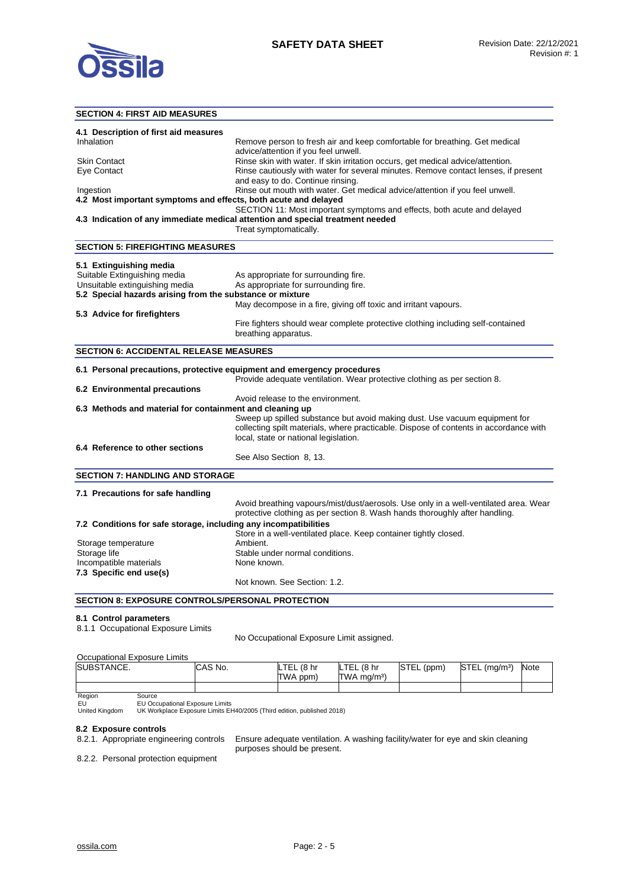## SECTION 4: FIRST AID MEASURES

### 4.1 Description of first aid measures

| | |
|---|---|
| Inhalation | Remove person to fresh air and keep comfortable for breathing. Get medical advice/attention if you feel unwell. |
| Skin Contact | Rinse skin with water. If skin irritation occurs, get medical advice/attention. |
| Eye Contact | Rinse cautiously with water for several minutes. Remove contact lenses, if present and easy to do. Continue rinsing. |
| Ingestion | Rinse out mouth with water. Get medical advice/attention if you feel unwell. |

### 4.2 Most important symptoms and effects, both acute and delayed

SECTION 11: Most important symptoms and effects, both acute and delayed

### 4.3 Indication of any immediate medical attention and special treatment needed

Treat symptomatically.

## SECTION 5: FIREFIGHTING MEASURES

### 5.1 Extinguishing media

| | |
|---|---|
| Suitable Extinguishing media | As appropriate for surrounding fire. |
| Unsuitable extinguishing media | As appropriate for surrounding fire. |

### 5.2 Special hazards arising from the substance or mixture

May decompose in a fire, giving off toxic and irritant vapours.

### 5.3 Advice for firefighters

Fire fighters should wear complete protective clothing including self-contained breathing apparatus.

## SECTION 6: ACCIDENTAL RELEASE MEASURES

### 6.1 Personal precautions, protective equipment and emergency procedures

Provide adequate ventilation. Wear protective clothing as per section 8.

### 6.2 Environmental precautions

Avoid release to the environment.

### 6.3 Methods and material for containment and cleaning up

Sweep up spilled substance but avoid making dust. Use vacuum equipment for collecting spilt materials, where practicable. Dispose of contents in accordance with local, state or national legislation.

### 6.4 Reference to other sections

See Also Section 8, 13.

## SECTION 7: HANDLING AND STORAGE

### 7.1 Precautions for safe handling

Avoid breathing vapours/mist/dust/aerosols. Use only in a well-ventilated area. Wear protective clothing as per section 8. Wash hands thoroughly after handling.

### 7.2 Conditions for safe storage, including any incompatibilities

Store in a well-ventilated place. Keep container tightly closed.

| | |
|---|---|
| Storage temperature | Ambient. |
| Storage life | Stable under normal conditions. |
| Incompatible materials | None known. |

### 7.3 Specific end use(s)

Not known. See Section: 1.2.

## SECTION 8: EXPOSURE CONTROLS/PERSONAL PROTECTION

### 8.1 Control parameters

8.1.1 Occupational Exposure Limits

No Occupational Exposure Limit assigned.

Occupational Exposure Limits

| SUBSTANCE. | CAS No. | LTEL (8 hr TWA ppm) | LTEL (8 hr TWA mg/m³) | STEL (ppm) | STEL (mg/m³) | Note |
|---|---|---|---|---|---|---|
| | | | | | | |

| Region | Source |
|---|---|
| EU | EU Occupational Exposure Limits |
| United Kingdom | UK Workplace Exposure Limits EH40/2005 (Third edition, published 2018) |

### 8.2 Exposure controls

8.2.1. Appropriate engineering controls: Ensure adequate ventilation. A washing facility/water for eye and skin cleaning purposes should be present.

8.2.2. Personal protection equipment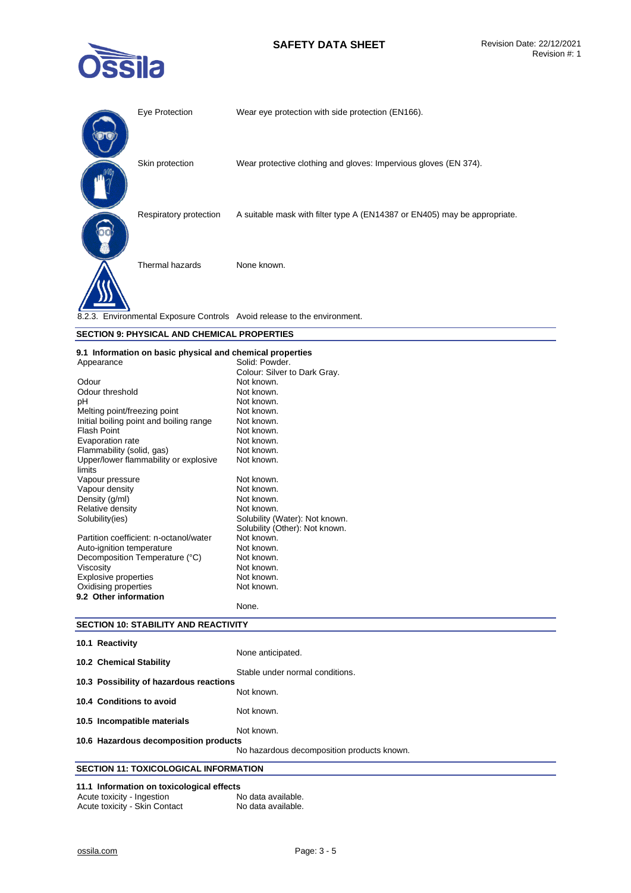| | |
|---|---|
| Eye Protection | Wear eye protection with side protection (EN166). |
| Skin protection | Wear protective clothing and gloves: Impervious gloves (EN 374). |
| Respiratory protection | A suitable mask with filter type A (EN14387 or EN405) may be appropriate. |
| Thermal hazards | None known. |

8.2.3. Environmental Exposure Controls Avoid release to the environment.

## SECTION 9: PHYSICAL AND CHEMICAL PROPERTIES

### 9.1 Information on basic physical and chemical properties

| | |
|---|---|
| Appearance | Solid: Powder.<br>Colour: Silver to Dark Gray. |
| Odour | Not known. |
| Odour threshold | Not known. |
| pH | Not known. |
| Melting point/freezing point | Not known. |
| Initial boiling point and boiling range | Not known. |
| Flash Point | Not known. |
| Evaporation rate | Not known. |
| Flammability (solid, gas) | Not known. |
| Upper/lower flammability or explosive limits | Not known. |
| Vapour pressure | Not known. |
| Vapour density | Not known. |
| Density (g/ml) | Not known. |
| Relative density | Not known. |
| Solubility(ies) | Solubility (Water): Not known.<br>Solubility (Other): Not known. |
| Partition coefficient: n-octanol/water | Not known. |
| Auto-ignition temperature | Not known. |
| Decomposition Temperature (°C) | Not known. |
| Viscosity | Not known. |
| Explosive properties | Not known. |
| Oxidising properties | Not known. |

### 9.2 Other information

None.

## SECTION 10: STABILITY AND REACTIVITY

**10.1 Reactivity**

None anticipated.

**10.2 Chemical Stability**

Stable under normal conditions.

**10.3 Possibility of hazardous reactions**

Not known.

**10.4 Conditions to avoid**

Not known.

**10.5 Incompatible materials**

Not known.

**10.6 Hazardous decomposition products**

No hazardous decomposition products known.

## SECTION 11: TOXICOLOGICAL INFORMATION

### 11.1 Information on toxicological effects

| | |
|---|---|
| Acute toxicity - Ingestion | No data available. |
| Acute toxicity - Skin Contact | No data available. |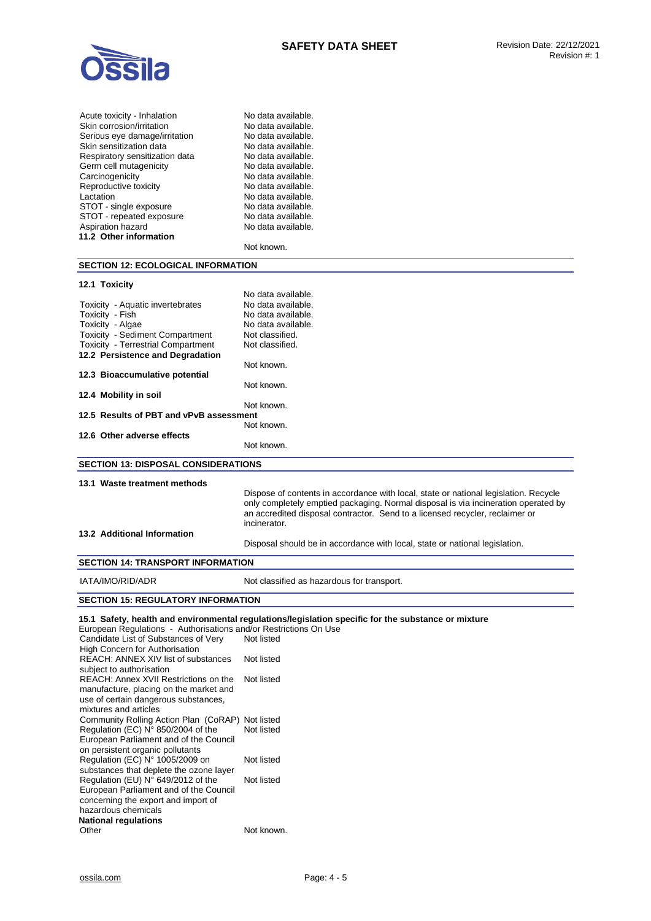| | |
|---|---|
| Acute toxicity - Inhalation | No data available. |
| Skin corrosion/irritation | No data available. |
| Serious eye damage/irritation | No data available. |
| Skin sensitization data | No data available. |
| Respiratory sensitization data | No data available. |
| Germ cell mutagenicity | No data available. |
| Carcinogenicity | No data available. |
| Reproductive toxicity | No data available. |
| Lactation | No data available. |
| STOT - single exposure | No data available. |
| STOT - repeated exposure | No data available. |
| Aspiration hazard | No data available. |

**11.2 Other information**

Not known.

## SECTION 12: ECOLOGICAL INFORMATION

**12.1 Toxicity**

| | |
|---|---|
| | No data available. |
| Toxicity - Aquatic invertebrates | No data available. |
| Toxicity - Fish | No data available. |
| Toxicity - Algae | No data available. |
| Toxicity - Sediment Compartment | Not classified. |
| Toxicity - Terrestrial Compartment | Not classified. |

**12.2 Persistence and Degradation**

Not known.

**12.3 Bioaccumulative potential**

Not known.

**12.4 Mobility in soil**

Not known.

**12.5 Results of PBT and vPvB assessment**

Not known.

**12.6 Other adverse effects**

Not known.

## SECTION 13: DISPOSAL CONSIDERATIONS

**13.1 Waste treatment methods**

Dispose of contents in accordance with local, state or national legislation. Recycle only completely emptied packaging. Normal disposal is via incineration operated by an accredited disposal contractor. Send to a licensed recycler, reclaimer or incinerator.

**13.2 Additional Information**

Disposal should be in accordance with local, state or national legislation.

## SECTION 14: TRANSPORT INFORMATION

IATA/IMO/RID/ADR — Not classified as hazardous for transport.

## SECTION 15: REGULATORY INFORMATION

**15.1 Safety, health and environmental regulations/legislation specific for the substance or mixture**

European Regulations - Authorisations and/or Restrictions On Use

| | |
|---|---|
| Candidate List of Substances of Very High Concern for Authorisation | Not listed |
| REACH: ANNEX XIV list of substances subject to authorisation | Not listed |
| REACH: Annex XVII Restrictions on the manufacture, placing on the market and use of certain dangerous substances, mixtures and articles | Not listed |
| Community Rolling Action Plan (CoRAP) | Not listed |
| Regulation (EC) N° 850/2004 of the European Parliament and of the Council on persistent organic pollutants | Not listed |
| Regulation (EC) N° 1005/2009 on substances that deplete the ozone layer | Not listed |
| Regulation (EU) N° 649/2012 of the European Parliament and of the Council concerning the export and import of hazardous chemicals | Not listed |

**National regulations**

Other — Not known.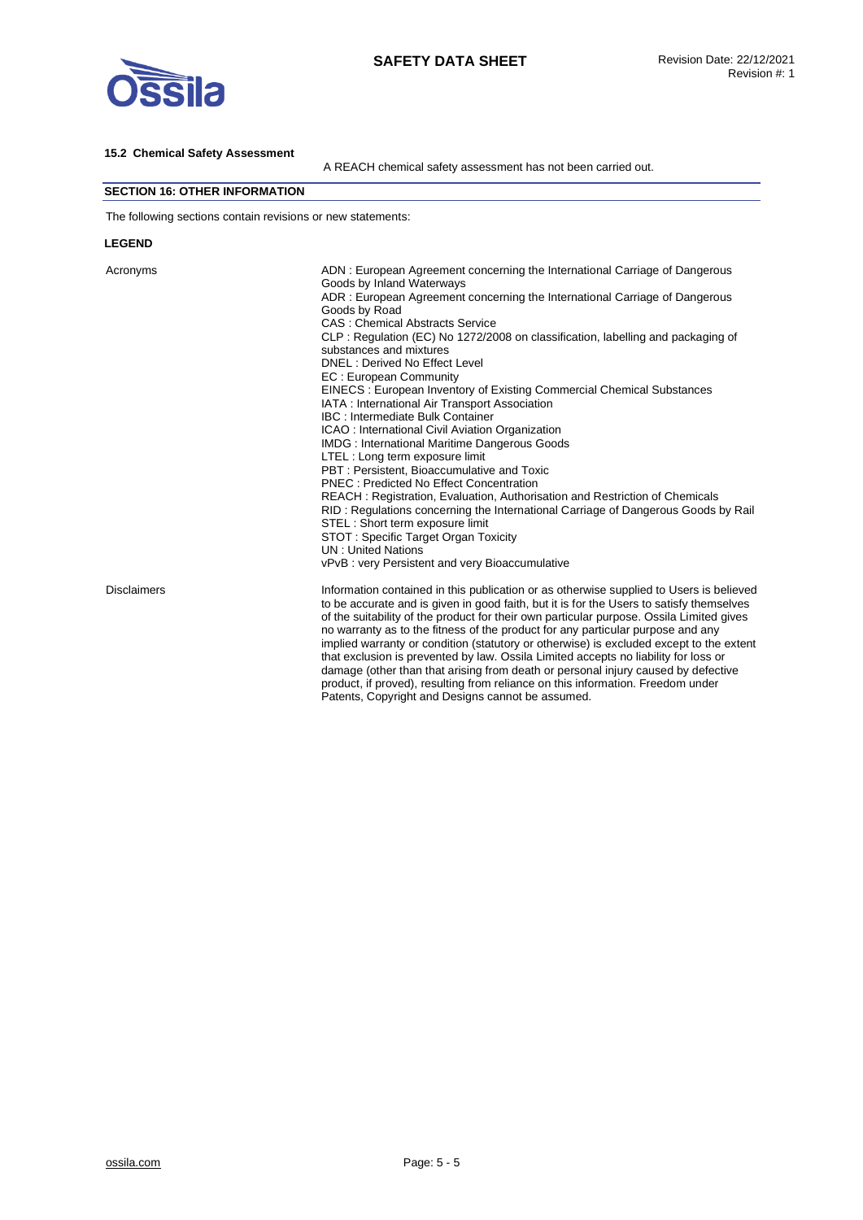**15.2 Chemical Safety Assessment**

A REACH chemical safety assessment has not been carried out.

## SECTION 16: OTHER INFORMATION

The following sections contain revisions or new statements:

**LEGEND**

Acronyms

ADN : European Agreement concerning the International Carriage of Dangerous Goods by Inland Waterways
ADR : European Agreement concerning the International Carriage of Dangerous Goods by Road
CAS : Chemical Abstracts Service
CLP : Regulation (EC) No 1272/2008 on classification, labelling and packaging of substances and mixtures
DNEL : Derived No Effect Level
EC : European Community
EINECS : European Inventory of Existing Commercial Chemical Substances
IATA : International Air Transport Association
IBC : Intermediate Bulk Container
ICAO : International Civil Aviation Organization
IMDG : International Maritime Dangerous Goods
LTEL : Long term exposure limit
PBT : Persistent, Bioaccumulative and Toxic
PNEC : Predicted No Effect Concentration
REACH : Registration, Evaluation, Authorisation and Restriction of Chemicals
RID : Regulations concerning the International Carriage of Dangerous Goods by Rail
STEL : Short term exposure limit
STOT : Specific Target Organ Toxicity
UN : United Nations
vPvB : very Persistent and very Bioaccumulative

Disclaimers

Information contained in this publication or as otherwise supplied to Users is believed to be accurate and is given in good faith, but it is for the Users to satisfy themselves of the suitability of the product for their own particular purpose. Ossila Limited gives no warranty as to the fitness of the product for any particular purpose and any implied warranty or condition (statutory or otherwise) is excluded except to the extent that exclusion is prevented by law. Ossila Limited accepts no liability for loss or damage (other than that arising from death or personal injury caused by defective product, if proved), resulting from reliance on this information. Freedom under Patents, Copyright and Designs cannot be assumed.